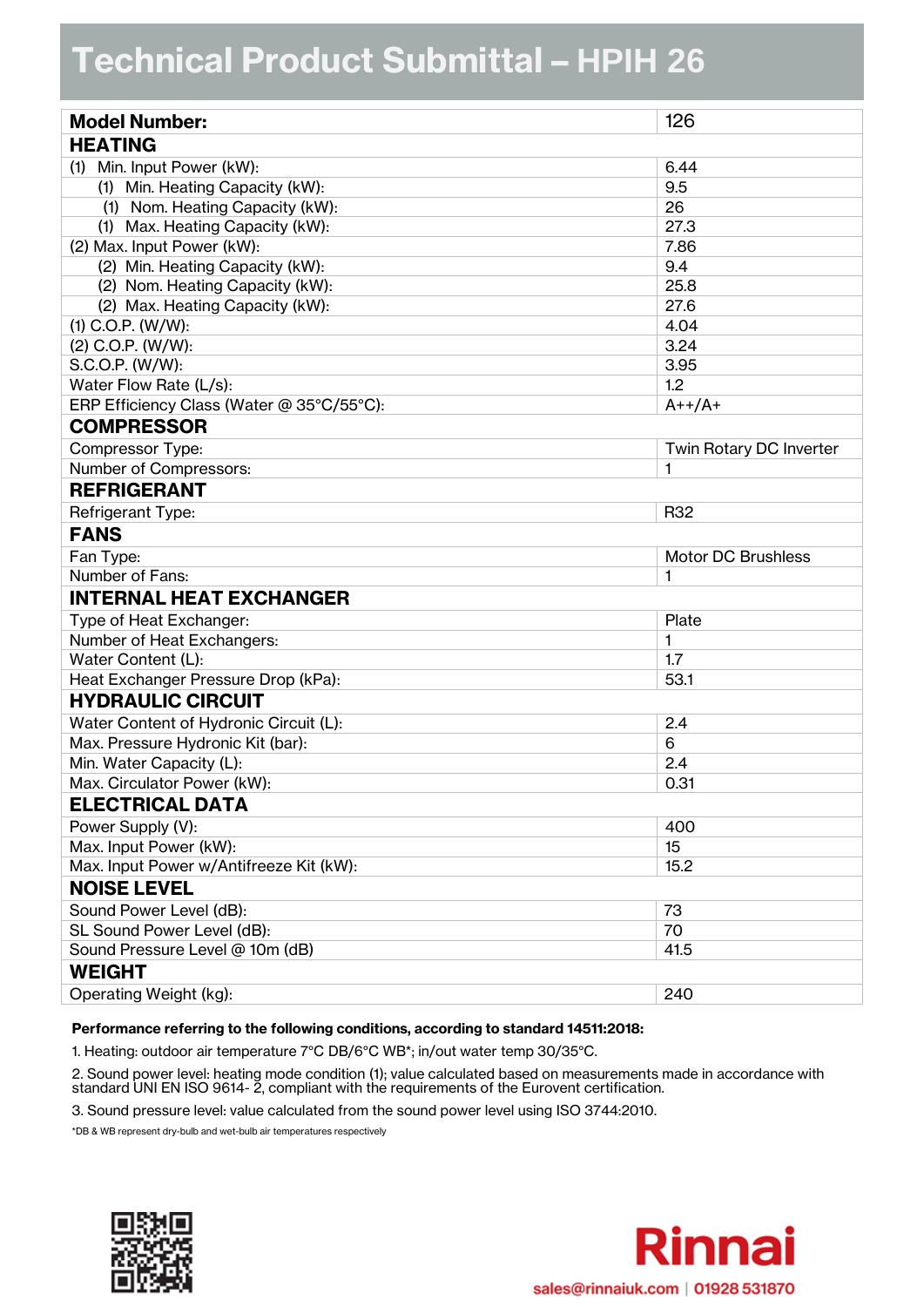# Technical Product Submittal – HPIH 26

| **Model Number:** | 126 |
|---|---|
| **HEATING** | |
| (1) Min. Input Power (kW): | 6.44 |
| (1) Min. Heating Capacity (kW): | 9.5 |
| (1) Nom. Heating Capacity (kW): | 26 |
| (1) Max. Heating Capacity (kW): | 27.3 |
| (2) Max. Input Power (kW): | 7.86 |
| (2) Min. Heating Capacity (kW): | 9.4 |
| (2) Nom. Heating Capacity (kW): | 25.8 |
| (2) Max. Heating Capacity (kW): | 27.6 |
| (1) C.O.P. (W/W): | 4.04 |
| (2) C.O.P. (W/W): | 3.24 |
| S.C.O.P. (W/W): | 3.95 |
| Water Flow Rate (L/s): | 1.2 |
| ERP Efficiency Class (Water @ 35°C/55°C): | A++/A+ |
| **COMPRESSOR** | |
| Compressor Type: | Twin Rotary DC Inverter |
| Number of Compressors: | 1 |
| **REFRIGERANT** | |
| Refrigerant Type: | R32 |
| **FANS** | |
| Fan Type: | Motor DC Brushless |
| Number of Fans: | 1 |
| **INTERNAL HEAT EXCHANGER** | |
| Type of Heat Exchanger: | Plate |
| Number of Heat Exchangers: | 1 |
| Water Content (L): | 1.7 |
| Heat Exchanger Pressure Drop (kPa): | 53.1 |
| **HYDRAULIC CIRCUIT** | |
| Water Content of Hydronic Circuit (L): | 2.4 |
| Max. Pressure Hydronic Kit (bar): | 6 |
| Min. Water Capacity (L): | 2.4 |
| Max. Circulator Power (kW): | 0.31 |
| **ELECTRICAL DATA** | |
| Power Supply (V): | 400 |
| Max. Input Power (kW): | 15 |
| Max. Input Power w/Antifreeze Kit (kW): | 15.2 |
| **NOISE LEVEL** | |
| Sound Power Level (dB): | 73 |
| SL Sound Power Level (dB): | 70 |
| Sound Pressure Level @ 10m (dB) | 41.5 |
| **WEIGHT** | |
| Operating Weight (kg): | 240 |

**Performance referring to the following conditions, according to standard 14511:2018:**

1. Heating: outdoor air temperature 7°C DB/6°C WB*; in/out water temp 30/35°C.
2. Sound power level: heating mode condition (1); value calculated based on measurements made in accordance with standard UNI EN ISO 9614- 2, compliant with the requirements of the Eurovent certification.
3. Sound pressure level: value calculated from the sound power level using ISO 3744:2010.

*DB & WB represent dry-bulb and wet-bulb air temperatures respectively

Rinnai

sales@rinnaiuk.com | 01928 531870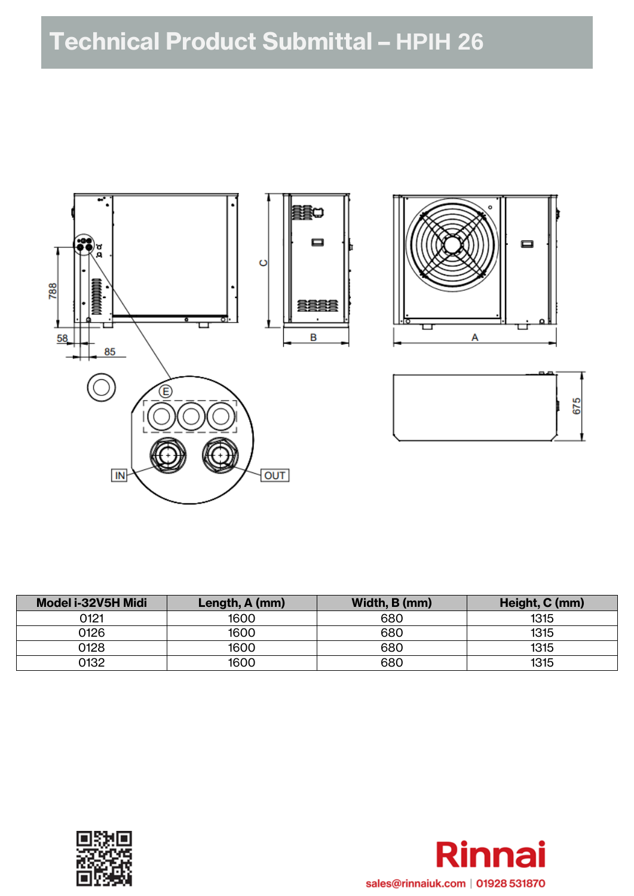# Technical Product Submittal – HPIH 26

| Model i-32V5H Midi | Length, A (mm) | Width, B (mm) | Height, C (mm) |
|---|---|---|---|
| 0121 | 1600 | 680 | 1315 |
| 0126 | 1600 | 680 | 1315 |
| 0128 | 1600 | 680 | 1315 |
| 0132 | 1600 | 680 | 1315 |

Rinnai

sales@rinnaiuk.com | 01928 531870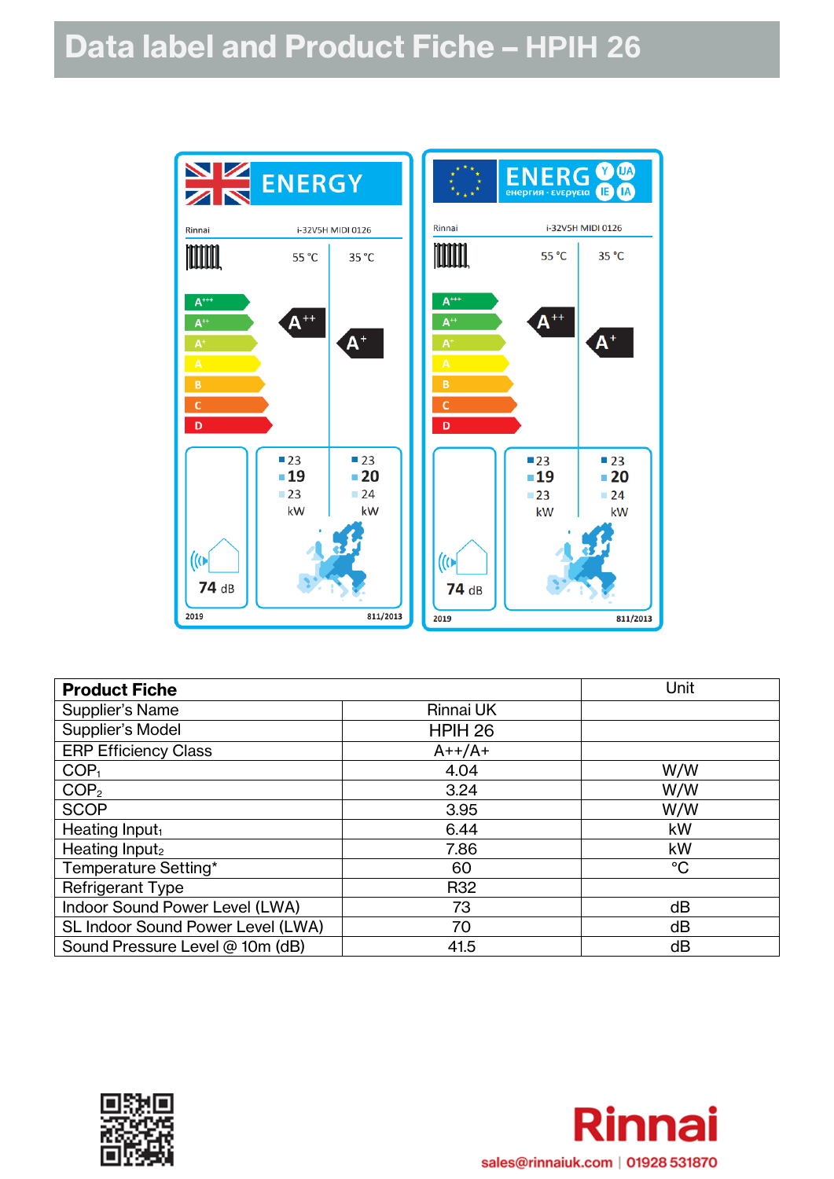# Data label and Product Fiche – HPIH 26

ENERGY

Rinnai i-32V5H MIDI 0126

55 °C 35 °C

A+++
A++
A+
A
B
C
D

A++ A+

23 23
19 20
23 24
kW kW

74 dB

2019 811/2013

ENERG YIJA IE IA
енергия · ενεργεια

Rinnai i-32V5H MIDI 0126

55 °C 35 °C

A+++
A++
A+
A
B
C
D

A++ A+

23 23
19 20
23 24
kW kW

74 dB

2019 811/2013

| **Product Fiche** | | Unit |
|---|---|---|
| Supplier's Name | Rinnai UK | |
| Supplier's Model | HPIH 26 | |
| ERP Efficiency Class | A++/A+ | |
| $COP_1$ | 4.04 | W/W |
| $COP_2$ | 3.24 | W/W |
| SCOP | 3.95 | W/W |
| Heating $Input_1$ | 6.44 | kW |
| Heating $Input_2$ | 7.86 | kW |
| Temperature Setting* | 60 | °C |
| Refrigerant Type | R32 | |
| Indoor Sound Power Level (LWA) | 73 | dB |
| SL Indoor Sound Power Level (LWA) | 70 | dB |
| Sound Pressure Level @ 10m (dB) | 41.5 | dB |

Rinnai

sales@rinnaiuk.com | 01928 531870